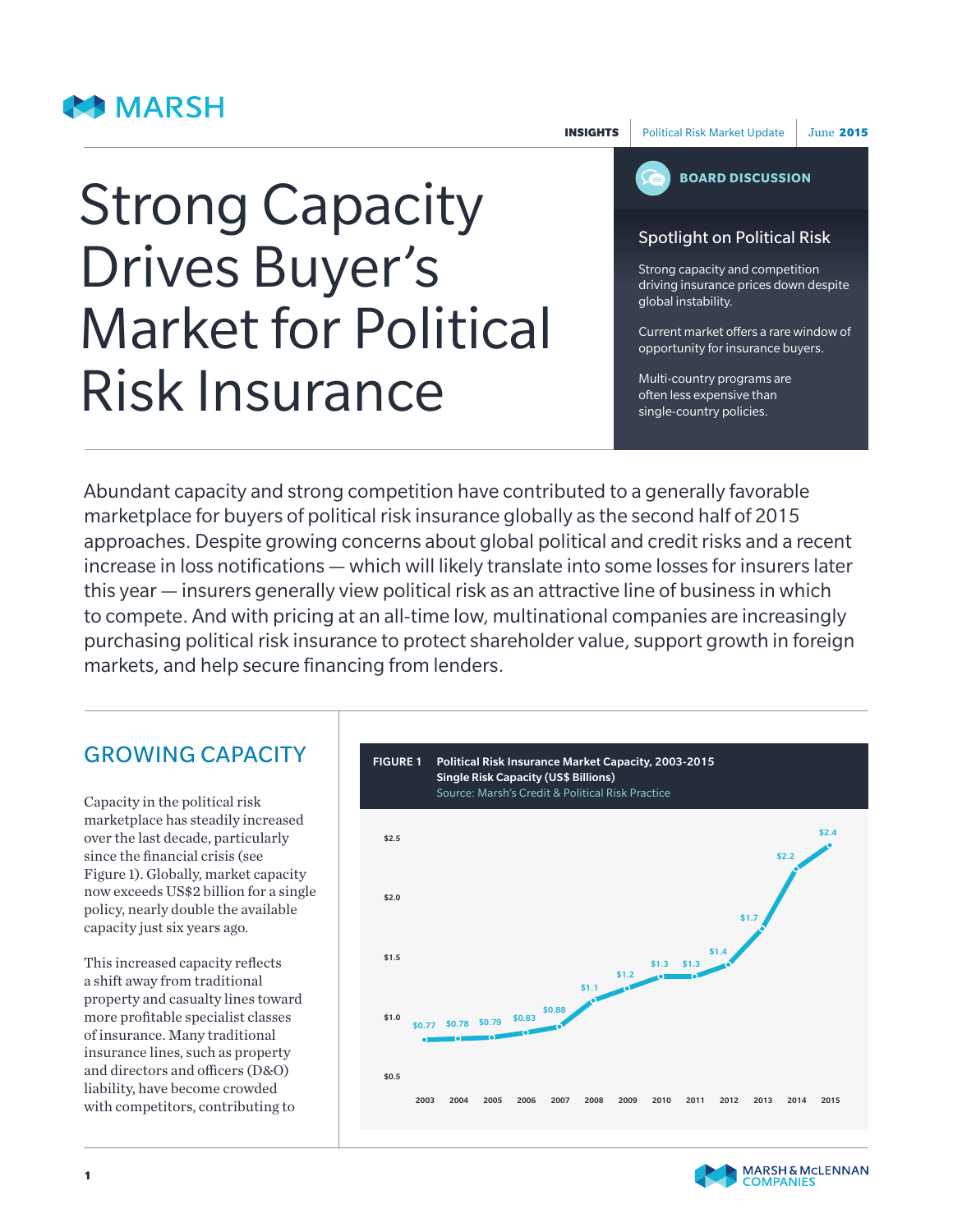INSIGHTS | Political Risk Market Update | June 2015

# Strong Capacity Drives Buyer's Market for Political Risk Insurance

**BOARD DISCUSSION**

### Spotlight on Political Risk

Strong capacity and competition driving insurance prices down despite global instability.

Current market offers a rare window of opportunity for insurance buyers.

Multi-country programs are often less expensive than single-country policies.

Abundant capacity and strong competition have contributed to a generally favorable marketplace for buyers of political risk insurance globally as the second half of 2015 approaches. Despite growing concerns about global political and credit risks and a recent increase in loss notifications — which will likely translate into some losses for insurers later this year — insurers generally view political risk as an attractive line of business in which to compete. And with pricing at an all-time low, multinational companies are increasingly purchasing political risk insurance to protect shareholder value, support growth in foreign markets, and help secure financing from lenders.

## GROWING CAPACITY

Capacity in the political risk marketplace has steadily increased over the last decade, particularly since the financial crisis (see Figure 1). Globally, market capacity now exceeds US$2 billion for a single policy, nearly double the available capacity just six years ago.

This increased capacity reflects a shift away from traditional property and casualty lines toward more profitable specialist classes of insurance. Many traditional insurance lines, such as property and directors and officers (D&O) liability, have become crowded with competitors, contributing to

**FIGURE 1** **Political Risk Insurance Market Capacity, 2003-2015**
**Single Risk Capacity (US$ Billions)**
Source: Marsh's Credit & Political Risk Practice

| Year | Capacity (US$ Billions) |
|---|---|
| 2003 | $0.77 |
| 2004 | $0.78 |
| 2005 | $0.79 |
| 2006 | $0.83 |
| 2007 | $0.88 |
| 2008 | $1.1 |
| 2009 | $1.2 |
| 2010 | $1.3 |
| 2011 | $1.3 |
| 2012 | $1.4 |
| 2013 | $1.7 |
| 2014 | $2.2 |
| 2015 | $2.4 |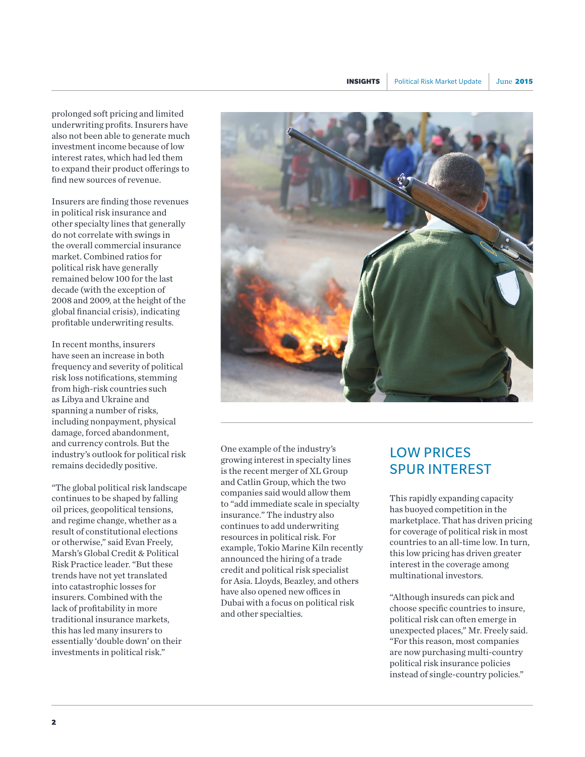prolonged soft pricing and limited underwriting profits. Insurers have also not been able to generate much investment income because of low interest rates, which had led them to expand their product offerings to find new sources of revenue.

Insurers are finding those revenues in political risk insurance and other specialty lines that generally do not correlate with swings in the overall commercial insurance market. Combined ratios for political risk have generally remained below 100 for the last decade (with the exception of 2008 and 2009, at the height of the global financial crisis), indicating profitable underwriting results.

In recent months, insurers have seen an increase in both frequency and severity of political risk loss notifications, stemming from high-risk countries such as Libya and Ukraine and spanning a number of risks, including nonpayment, physical damage, forced abandonment, and currency controls. But the industry's outlook for political risk remains decidedly positive.

"The global political risk landscape continues to be shaped by falling oil prices, geopolitical tensions, and regime change, whether as a result of constitutional elections or otherwise," said Evan Freely, Marsh's Global Credit & Political Risk Practice leader. "But these trends have not yet translated into catastrophic losses for insurers. Combined with the lack of profitability in more traditional insurance markets, this has led many insurers to essentially 'double down' on their investments in political risk."

One example of the industry's growing interest in specialty lines is the recent merger of XL Group and Catlin Group, which the two companies said would allow them to "add immediate scale in specialty insurance." The industry also continues to add underwriting resources in political risk. For example, Tokio Marine Kiln recently announced the hiring of a trade credit and political risk specialist for Asia. Lloyds, Beazley, and others have also opened new offices in Dubai with a focus on political risk and other specialties.

## LOW PRICES SPUR INTEREST

This rapidly expanding capacity has buoyed competition in the marketplace. That has driven pricing for coverage of political risk in most countries to an all-time low. In turn, this low pricing has driven greater interest in the coverage among multinational investors.

"Although insureds can pick and choose specific countries to insure, political risk can often emerge in unexpected places," Mr. Freely said. "For this reason, most companies are now purchasing multi-country political risk insurance policies instead of single-country policies."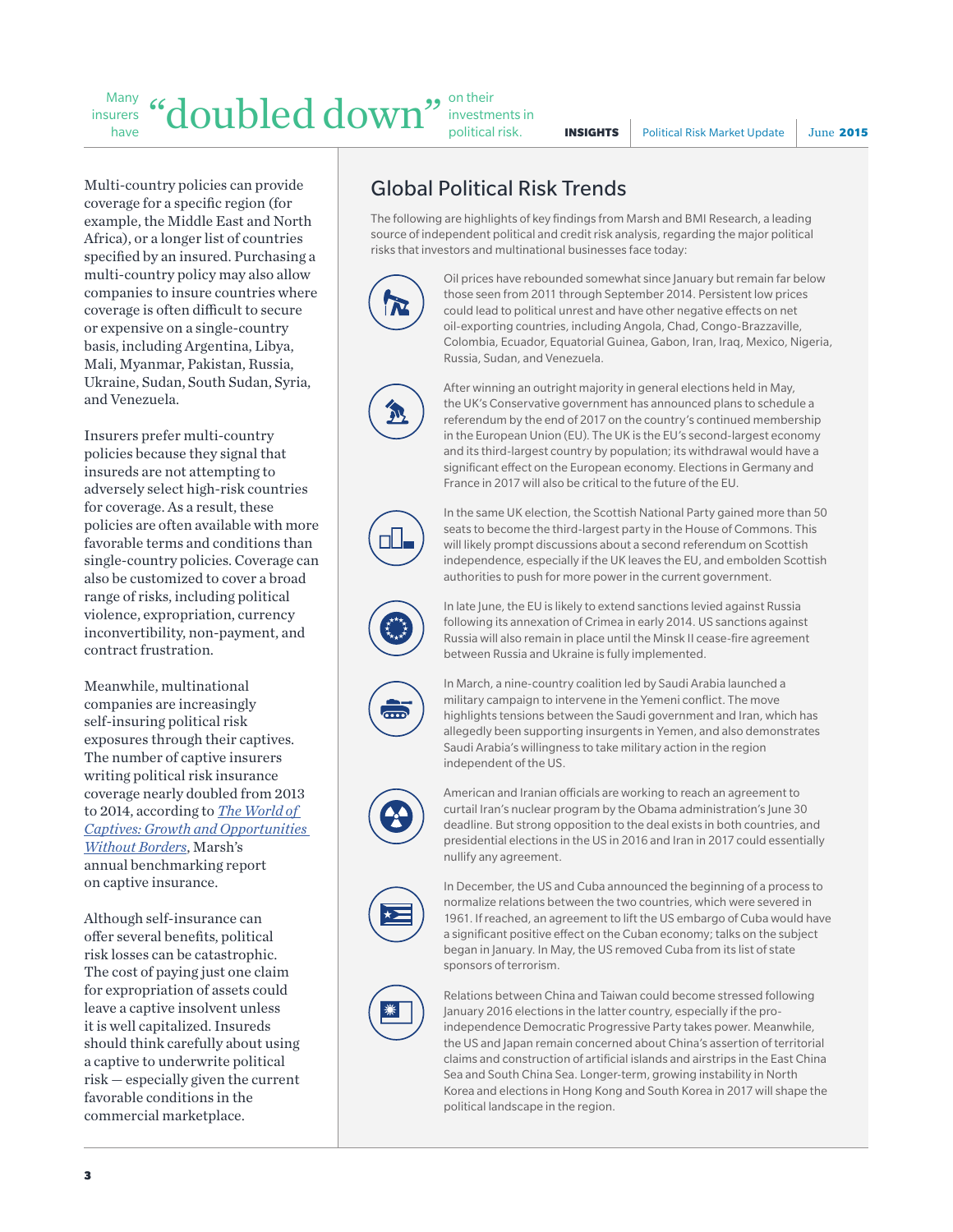Many insurers have **"doubled down"** on their investments in political risk.

Multi-country policies can provide coverage for a specific region (for example, the Middle East and North Africa), or a longer list of countries specified by an insured. Purchasing a multi-country policy may also allow companies to insure countries where coverage is often difficult to secure or expensive on a single-country basis, including Argentina, Libya, Mali, Myanmar, Pakistan, Russia, Ukraine, Sudan, South Sudan, Syria, and Venezuela.

Insurers prefer multi-country policies because they signal that insureds are not attempting to adversely select high-risk countries for coverage. As a result, these policies are often available with more favorable terms and conditions than single-country policies. Coverage can also be customized to cover a broad range of risks, including political violence, expropriation, currency inconvertibility, non-payment, and contract frustration.

Meanwhile, multinational companies are increasingly self-insuring political risk exposures through their captives. The number of captive insurers writing political risk insurance coverage nearly doubled from 2013 to 2014, according to *The World of Captives: Growth and Opportunities Without Borders*, Marsh's annual benchmarking report on captive insurance.

Although self-insurance can offer several benefits, political risk losses can be catastrophic. The cost of paying just one claim for expropriation of assets could leave a captive insolvent unless it is well capitalized. Insureds should think carefully about using a captive to underwrite political risk — especially given the current favorable conditions in the commercial marketplace.

## Global Political Risk Trends

The following are highlights of key findings from Marsh and BMI Research, a leading source of independent political and credit risk analysis, regarding the major political risks that investors and multinational businesses face today:

- Oil prices have rebounded somewhat since January but remain far below those seen from 2011 through September 2014. Persistent low prices could lead to political unrest and have other negative effects on net oil-exporting countries, including Angola, Chad, Congo-Brazzaville, Colombia, Ecuador, Equatorial Guinea, Gabon, Iran, Iraq, Mexico, Nigeria, Russia, Sudan, and Venezuela.

- After winning an outright majority in general elections held in May, the UK's Conservative government has announced plans to schedule a referendum by the end of 2017 on the country's continued membership in the European Union (EU). The UK is the EU's second-largest economy and its third-largest country by population; its withdrawal would have a significant effect on the European economy. Elections in Germany and France in 2017 will also be critical to the future of the EU.

- In the same UK election, the Scottish National Party gained more than 50 seats to become the third-largest party in the House of Commons. This will likely prompt discussions about a second referendum on Scottish independence, especially if the UK leaves the EU, and embolden Scottish authorities to push for more power in the current government.

- In late June, the EU is likely to extend sanctions levied against Russia following its annexation of Crimea in early 2014. US sanctions against Russia will also remain in place until the Minsk II cease-fire agreement between Russia and Ukraine is fully implemented.

- In March, a nine-country coalition led by Saudi Arabia launched a military campaign to intervene in the Yemeni conflict. The move highlights tensions between the Saudi government and Iran, which has allegedly been supporting insurgents in Yemen, and also demonstrates Saudi Arabia's willingness to take military action in the region independent of the US.

- American and Iranian officials are working to reach an agreement to curtail Iran's nuclear program by the Obama administration's June 30 deadline. But strong opposition to the deal exists in both countries, and presidential elections in the US in 2016 and Iran in 2017 could essentially nullify any agreement.

- In December, the US and Cuba announced the beginning of a process to normalize relations between the two countries, which were severed in 1961. If reached, an agreement to lift the US embargo of Cuba would have a significant positive effect on the Cuban economy; talks on the subject began in January. In May, the US removed Cuba from its list of state sponsors of terrorism.

- Relations between China and Taiwan could become stressed following January 2016 elections in the latter country, especially if the pro-independence Democratic Progressive Party takes power. Meanwhile, the US and Japan remain concerned about China's assertion of territorial claims and construction of artificial islands and airstrips in the East China Sea and South China Sea. Longer-term, growing instability in North Korea and elections in Hong Kong and South Korea in 2017 will shape the political landscape in the region.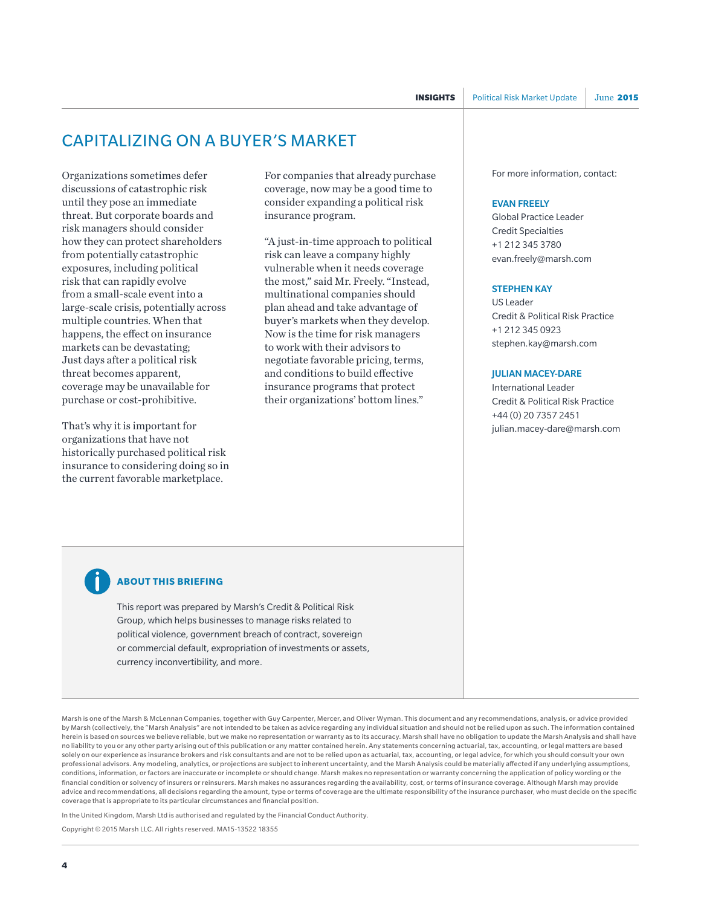## CAPITALIZING ON A BUYER'S MARKET

Organizations sometimes defer discussions of catastrophic risk until they pose an immediate threat. But corporate boards and risk managers should consider how they can protect shareholders from potentially catastrophic exposures, including political risk that can rapidly evolve from a small-scale event into a large-scale crisis, potentially across multiple countries. When that happens, the effect on insurance markets can be devastating; Just days after a political risk threat becomes apparent, coverage may be unavailable for purchase or cost-prohibitive.

That's why it is important for organizations that have not historically purchased political risk insurance to considering doing so in the current favorable marketplace.

For companies that already purchase coverage, now may be a good time to consider expanding a political risk insurance program.

"A just-in-time approach to political risk can leave a company highly vulnerable when it needs coverage the most," said Mr. Freely. "Instead, multinational companies should plan ahead and take advantage of buyer's markets when they develop. Now is the time for risk managers to work with their advisors to negotiate favorable pricing, terms, and conditions to build effective insurance programs that protect their organizations' bottom lines."

For more information, contact:

**EVAN FREELY**
Global Practice Leader
Credit Specialties
+1 212 345 3780
evan.freely@marsh.com

**STEPHEN KAY**
US Leader
Credit & Political Risk Practice
+1 212 345 0923
stephen.kay@marsh.com

**JULIAN MACEY-DARE**
International Leader
Credit & Political Risk Practice
+44 (0) 20 7357 2451
julian.macey-dare@marsh.com

### ABOUT THIS BRIEFING

This report was prepared by Marsh's Credit & Political Risk Group, which helps businesses to manage risks related to political violence, government breach of contract, sovereign or commercial default, expropriation of investments or assets, currency inconvertibility, and more.

Marsh is one of the Marsh & McLennan Companies, together with Guy Carpenter, Mercer, and Oliver Wyman. This document and any recommendations, analysis, or advice provided by Marsh (collectively, the "Marsh Analysis" are not intended to be taken as advice regarding any individual situation and should not be relied upon as such. The information contained herein is based on sources we believe reliable, but we make no representation or warranty as to its accuracy. Marsh shall have no obligation to update the Marsh Analysis and shall have no liability to you or any other party arising out of this publication or any matter contained herein. Any statements concerning actuarial, tax, accounting, or legal matters are based solely on our experience as insurance brokers and risk consultants and are not to be relied upon as actuarial, tax, accounting, or legal advice, for which you should consult your own professional advisors. Any modeling, analytics, or projections are subject to inherent uncertainty, and the Marsh Analysis could be materially affected if any underlying assumptions, conditions, information, or factors are inaccurate or incomplete or should change. Marsh makes no representation or warranty concerning the application of policy wording or the financial condition or solvency of insurers or reinsurers. Marsh makes no assurances regarding the availability, cost, or terms of insurance coverage. Although Marsh may provide advice and recommendations, all decisions regarding the amount, type or terms of coverage are the ultimate responsibility of the insurance purchaser, who must decide on the specific coverage that is appropriate to its particular circumstances and financial position.

In the United Kingdom, Marsh Ltd is authorised and regulated by the Financial Conduct Authority.

Copyright © 2015 Marsh LLC. All rights reserved. MA15-13522 18355